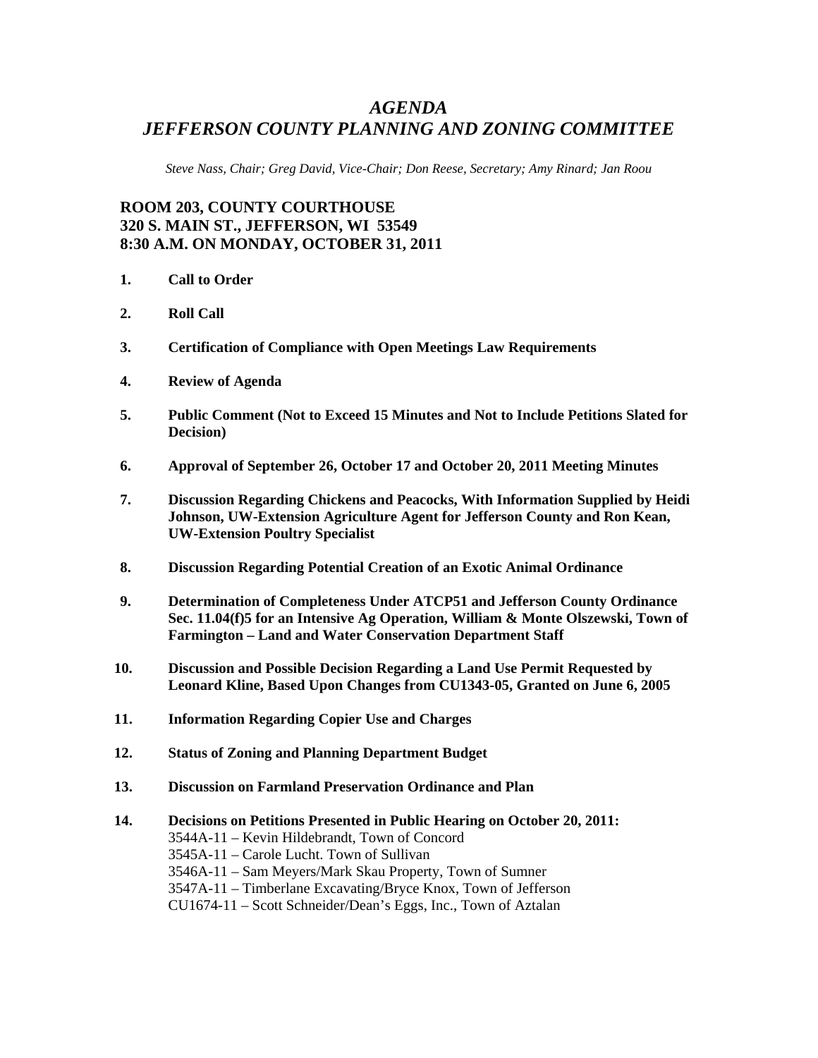# *AGENDA*
# *JEFFERSON COUNTY PLANNING AND ZONING COMMITTEE*

*Steve Nass, Chair; Greg David, Vice-Chair; Don Reese, Secretary; Amy Rinard; Jan Roou*

**ROOM 203, COUNTY COURTHOUSE**
**320 S. MAIN ST., JEFFERSON, WI 53549**
**8:30 A.M. ON MONDAY, OCTOBER 31, 2011**

1. **Call to Order**

2. **Roll Call**

3. **Certification of Compliance with Open Meetings Law Requirements**

4. **Review of Agenda**

5. **Public Comment (Not to Exceed 15 Minutes and Not to Include Petitions Slated for Decision)**

6. **Approval of September 26, October 17 and October 20, 2011 Meeting Minutes**

7. **Discussion Regarding Chickens and Peacocks, With Information Supplied by Heidi Johnson, UW-Extension Agriculture Agent for Jefferson County and Ron Kean, UW-Extension Poultry Specialist**

8. **Discussion Regarding Potential Creation of an Exotic Animal Ordinance**

9. **Determination of Completeness Under ATCP51 and Jefferson County Ordinance Sec. 11.04(f)5 for an Intensive Ag Operation, William & Monte Olszewski, Town of Farmington – Land and Water Conservation Department Staff**

10. **Discussion and Possible Decision Regarding a Land Use Permit Requested by Leonard Kline, Based Upon Changes from CU1343-05, Granted on June 6, 2005**

11. **Information Regarding Copier Use and Charges**

12. **Status of Zoning and Planning Department Budget**

13. **Discussion on Farmland Preservation Ordinance and Plan**

14. **Decisions on Petitions Presented in Public Hearing on October 20, 2011:**
    3544A-11 – Kevin Hildebrandt, Town of Concord
    3545A-11 – Carole Lucht. Town of Sullivan
    3546A-11 – Sam Meyers/Mark Skau Property, Town of Sumner
    3547A-11 – Timberlane Excavating/Bryce Knox, Town of Jefferson
    CU1674-11 – Scott Schneider/Dean's Eggs, Inc., Town of Aztalan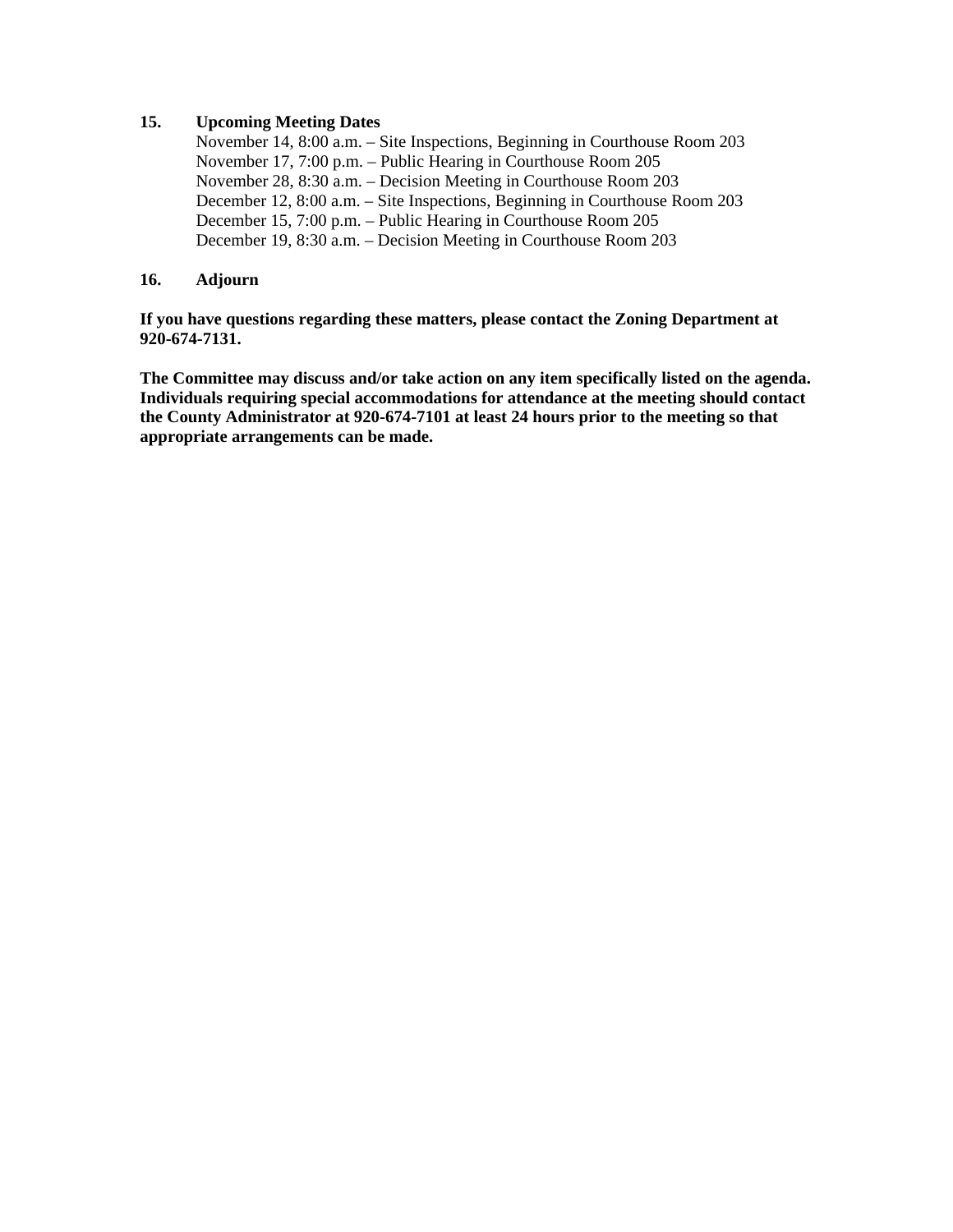**15. Upcoming Meeting Dates**

November 14, 8:00 a.m. – Site Inspections, Beginning in Courthouse Room 203
November 17, 7:00 p.m. – Public Hearing in Courthouse Room 205
November 28, 8:30 a.m. – Decision Meeting in Courthouse Room 203
December 12, 8:00 a.m. – Site Inspections, Beginning in Courthouse Room 203
December 15, 7:00 p.m. – Public Hearing in Courthouse Room 205
December 19, 8:30 a.m. – Decision Meeting in Courthouse Room 203

**16. Adjourn**

**If you have questions regarding these matters, please contact the Zoning Department at 920-674-7131.**

**The Committee may discuss and/or take action on any item specifically listed on the agenda. Individuals requiring special accommodations for attendance at the meeting should contact the County Administrator at 920-674-7101 at least 24 hours prior to the meeting so that appropriate arrangements can be made.**